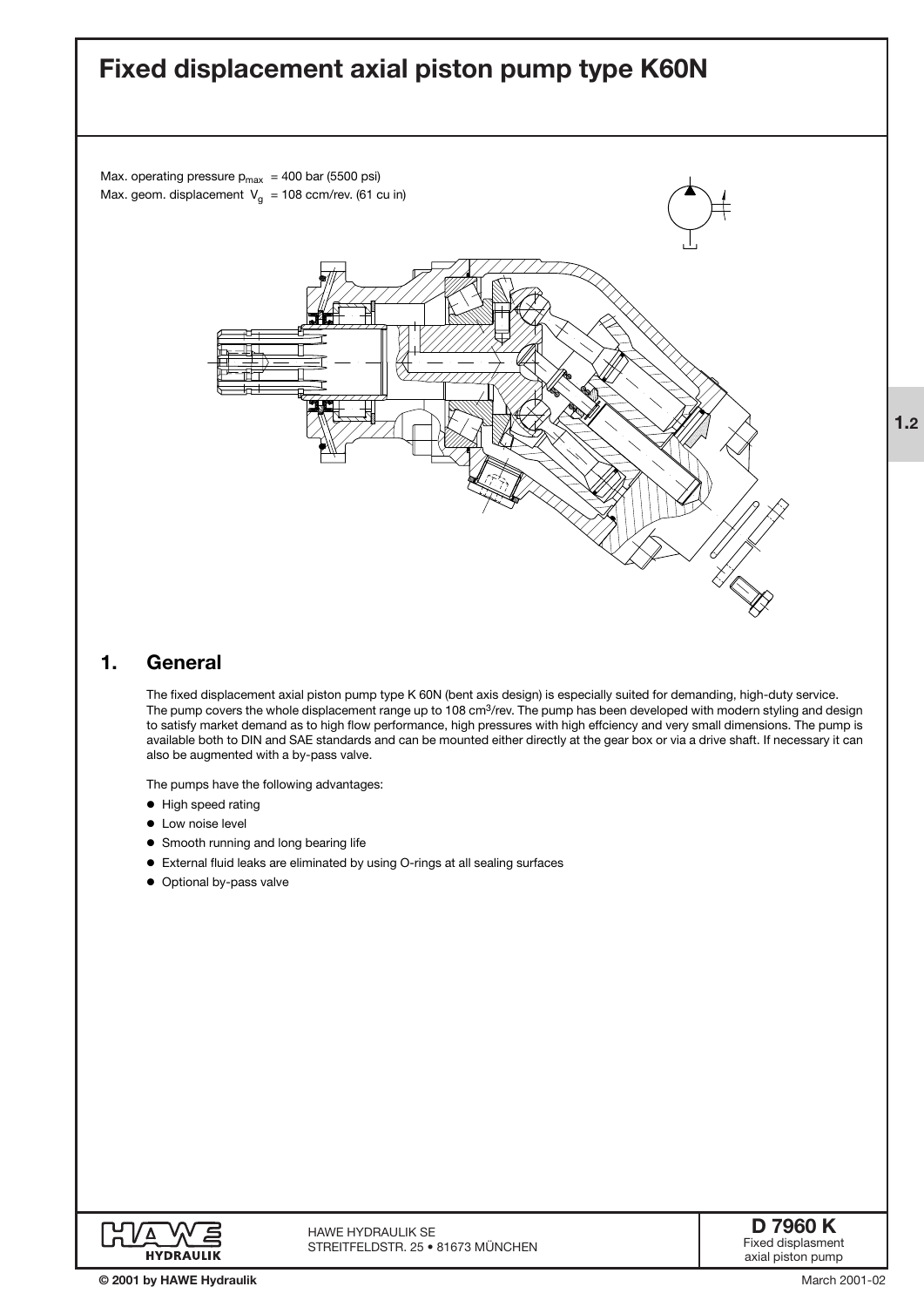# Fixed displacement axial piston pump type K60N

Max. operating pressure $p_{max}$ = 400 bar (5500 psi)
Max. geom. displacement $V_g$ = 108 ccm/rev. (61 cu in)

## 1. General

The fixed displacement axial piston pump type K 60N (bent axis design) is especially suited for demanding, high-duty service. The pump covers the whole displacement range up to 108 $cm^3$/rev. The pump has been developed with modern styling and design to satisfy market demand as to high flow performance, high pressures with high effciency and very small dimensions. The pump is available both to DIN and SAE standards and can be mounted either directly at the gear box or via a drive shaft. If necessary it can also be augmented with a by-pass valve.

The pumps have the following advantages:

- High speed rating
- Low noise level
- Smooth running and long bearing life
- External fluid leaks are eliminated by using O-rings at all sealing surfaces
- Optional by-pass valve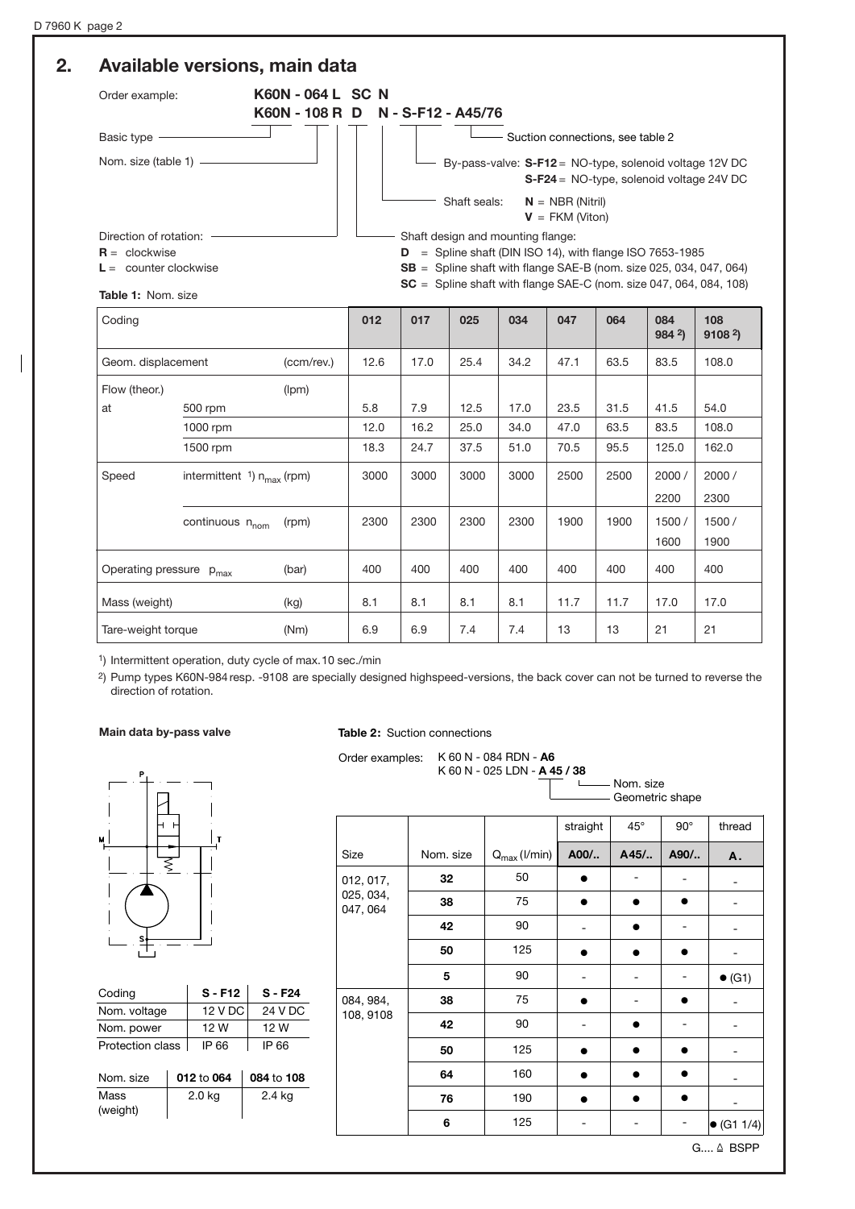## 2. Available versions, main data

Order example: **K60N - 064 L SC N**
**K60N - 108 R D N - S-F12 - A45/76**

- Basic type
- Nom. size (table 1)
- Direction of rotation:
  - **R** = clockwise
  - **L** = counter clockwise
- Shaft design and mounting flange:
  - **D** = Spline shaft (DIN ISO 14), with flange ISO 7653-1985
  - **SB** = Spline shaft with flange SAE-B (nom. size 025, 034, 047, 064)
  - **SC** = Spline shaft with flange SAE-C (nom. size 047, 064, 084, 108)
- Shaft seals: **N** = NBR (Nitril); **V** = FKM (Viton)
- By-pass-valve: **S-F12** = NO-type, solenoid voltage 12V DC; **S-F24** = NO-type, solenoid voltage 24V DC
- Suction connections, see table 2

**Table 1:** Nom. size

| Coding | | | 012 | 017 | 025 | 034 | 047 | 064 | 084 984 [2]) | 108 9108 [2]) |
|---|---|---|---|---|---|---|---|---|---|---|
| Geom. displacement | | (ccm/rev.) | 12.6 | 17.0 | 25.4 | 34.2 | 47.1 | 63.5 | 83.5 | 108.0 |
| Flow (theor.) | | (lpm) | | | | | | | | |
| at | 500 rpm | | 5.8 | 7.9 | 12.5 | 17.0 | 23.5 | 31.5 | 41.5 | 54.0 |
| | 1000 rpm | | 12.0 | 16.2 | 25.0 | 34.0 | 47.0 | 63.5 | 83.5 | 108.0 |
| | 1500 rpm | | 18.3 | 24.7 | 37.5 | 51.0 | 70.5 | 95.5 | 125.0 | 162.0 |
| Speed | intermittent [1]) $n_{max}$ | (rpm) | 3000 | 3000 | 3000 | 3000 | 2500 | 2500 | 2000 / 2200 | 2000 / 2300 |
| | continuous $n_{nom}$ | (rpm) | 2300 | 2300 | 2300 | 2300 | 1900 | 1900 | 1500 / 1600 | 1500 / 1900 |
| Operating pressure $p_{max}$ | | (bar) | 400 | 400 | 400 | 400 | 400 | 400 | 400 | 400 |
| Mass (weight) | | (kg) | 8.1 | 8.1 | 8.1 | 8.1 | 11.7 | 11.7 | 17.0 | 17.0 |
| Tare-weight torque | | (Nm) | 6.9 | 6.9 | 7.4 | 7.4 | 13 | 13 | 21 | 21 |

[1]) Intermittent operation, duty cycle of max.10 sec./min

[2]) Pump types K60N-984 resp. -9108 are specially designed highspeed-versions, the back cover can not be turned to reverse the direction of rotation.

### Main data by-pass valve

| Coding | S - F12 | S - F24 |
|---|---|---|
| Nom. voltage | 12 V DC | 24 V DC |
| Nom. power | 12 W | 12 W |
| Protection class | IP 66 | IP 66 |

| Nom. size | **012** to **064** | **084** to **108** |
|---|---|---|
| Mass (weight) | 2.0 kg | 2.4 kg |

**Table 2:** Suction connections

Order examples: K 60 N - 084 RDN - **A6**
K 60 N - 025 LDN - **A 45 / 38**
(Geometric shape / Nom. size)

| Size | Nom. size | $Q_{max}$ (l/min) | straight **A00/..** | 45° **A45/..** | 90° **A90/..** | thread **A.** |
|---|---|---|---|---|---|---|
| 012, 017, 025, 034, 047, 064 | **32** | 50 | ● | - | - | - |
| | **38** | 75 | ● | ● | ● | - |
| | **42** | 90 | - | ● | - | - |
| | **50** | 125 | ● | ● | ● | - |
| | **5** | 90 | - | - | - | ● (G1) |
| 084, 984, 108, 9108 | **38** | 75 | ● | - | ● | - |
| | **42** | 90 | - | ● | - | - |
| | **50** | 125 | ● | ● | ● | - |
| | **64** | 160 | ● | ● | ● | - |
| | **76** | 190 | ● | ● | ● | - |
| | **6** | 125 | - | - | - | ● (G1 1/4) |

G.... ≙ BSPP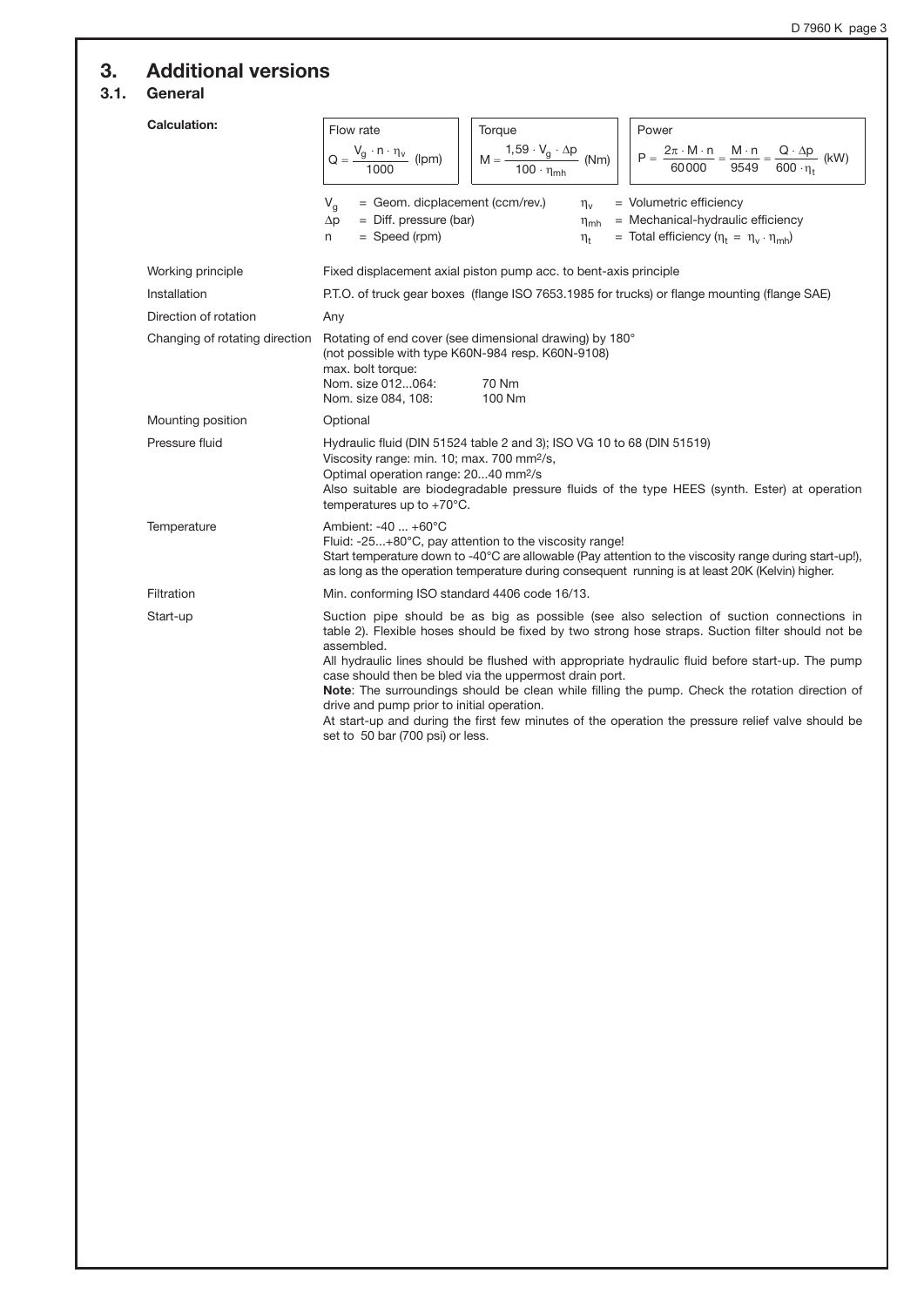# 3. Additional versions

## 3.1. General

| | |
|---|---|
| **Calculation:** | Flow rate $Q = \dfrac{V_g \cdot n \cdot \eta_v}{1000}$ (lpm)<br>Torque $M = \dfrac{1{,}59 \cdot V_g \cdot \Delta p}{100 \cdot \eta_{mh}}$ (Nm)<br>Power $P = \dfrac{2\pi \cdot M \cdot n}{60000} = \dfrac{M \cdot n}{9549} = \dfrac{Q \cdot \Delta p}{600 \cdot \eta_t}$ (kW)<br><br>$V_g$ = Geom. dicplacement (ccm/rev.)<br>$\Delta p$ = Diff. pressure (bar)<br>$n$ = Speed (rpm)<br>$\eta_v$ = Volumetric efficiency<br>$\eta_{mh}$ = Mechanical-hydraulic efficiency<br>$\eta_t$ = Total efficiency ($\eta_t = \eta_v \cdot \eta_{mh}$) |
| Working principle | Fixed displacement axial piston pump acc. to bent-axis principle |
| Installation | P.T.O. of truck gear boxes (flange ISO 7653.1985 for trucks) or flange mounting (flange SAE) |
| Direction of rotation | Any |
| Changing of rotating direction | Rotating of end cover (see dimensional drawing) by 180°<br>(not possible with type K60N-984 resp. K60N-9108)<br>max. bolt torque:<br>Nom. size 012...064: 70 Nm<br>Nom. size 084, 108: 100 Nm |
| Mounting position | Optional |
| Pressure fluid | Hydraulic fluid (DIN 51524 table 2 and 3); ISO VG 10 to 68 (DIN 51519)<br>Viscosity range: min. 10; max. 700 mm²/s,<br>Optimal operation range: 20...40 mm²/s<br>Also suitable are biodegradable pressure fluids of the type HEES (synth. Ester) at operation temperatures up to +70°C. |
| Temperature | Ambient: -40 ... +60°C<br>Fluid: -25...+80°C, pay attention to the viscosity range!<br>Start temperature down to -40°C are allowable (Pay attention to the viscosity range during start-up!), as long as the operation temperature during consequent running is at least 20K (Kelvin) higher. |
| Filtration | Min. conforming ISO standard 4406 code 16/13. |
| Start-up | Suction pipe should be as big as possible (see also selection of suction connections in table 2). Flexible hoses should be fixed by two strong hose straps. Suction filter should not be assembled.<br>All hydraulic lines should be flushed with appropriate hydraulic fluid before start-up. The pump case should then be bled via the uppermost drain port.<br>**Note**: The surroundings should be clean while filling the pump. Check the rotation direction of drive and pump prior to initial operation.<br>At start-up and during the first few minutes of the operation the pressure relief valve should be set to 50 bar (700 psi) or less. |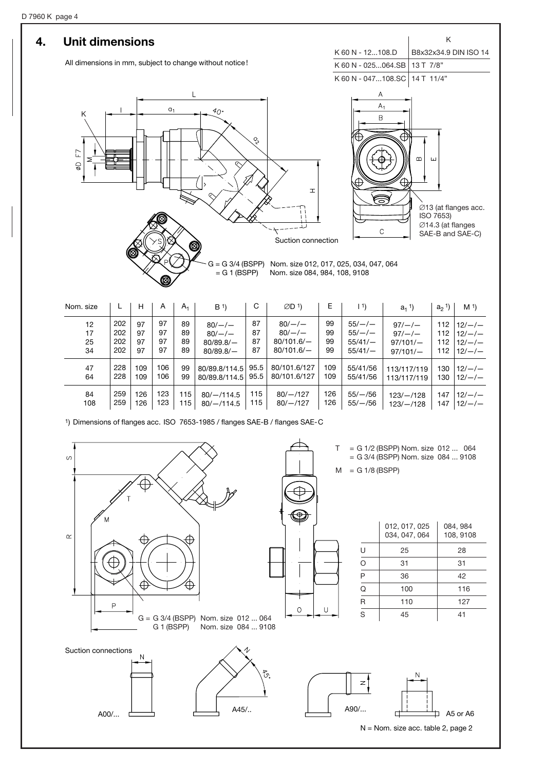## 4. Unit dimensions

All dimensions in mm, subject to change without notice!

| | K |
|---|---|
| K 60 N - 12...108.D | B8x32x34.9 DIN ISO 14 |
| K 60 N - 025...064.SB | 13 T 7/8" |
| K 60 N - 047...108.SC | 14 T 11/4" |

K
l
L
$a_1$
40°
$a_2$
ØD F7
M
H
Suction connection
A
$A_1$
B
B
E
C
Ø13 (at flanges acc. ISO 7653)
Ø14.3 (at flanges SAE-B and SAE-C)
S
P

G = G 3/4 (BSPP) Nom. size 012, 017, 025, 034, 047, 064
= G 1 (BSPP) Nom. size 084, 984, 108, 9108

| Nom. size | L | H | A | $A_1$ | B [1] | C | ØD [1] | E | l [1] | $a_1$ [1] | $a_2$ [1] | M [1] |
|---|---|---|---|---|---|---|---|---|---|---|---|---|
| 12 | 202 | 97 | 97 | 89 | 80/—/— | 87 | 80/—/— | 99 | 55/—/— | 97/—/— | 112 | 12/—/— |
| 17 | 202 | 97 | 97 | 89 | 80/—/— | 87 | 80/—/— | 99 | 55/—/— | 97/—/— | 112 | 12/—/— |
| 25 | 202 | 97 | 97 | 89 | 80/89.8/— | 87 | 80/101.6/— | 99 | 55/41/— | 97/101/— | 112 | 12/—/— |
| 34 | 202 | 97 | 97 | 89 | 80/89.8/— | 87 | 80/101.6/— | 99 | 55/41/— | 97/101/— | 112 | 12/—/— |
| 47 | 228 | 109 | 106 | 99 | 80/89.8/114.5 | 95.5 | 80/101.6/127 | 109 | 55/41/56 | 113/117/119 | 130 | 12/—/— |
| 64 | 228 | 109 | 106 | 99 | 80/89.8/114.5 | 95.5 | 80/101.6/127 | 109 | 55/41/56 | 113/117/119 | 130 | 12/—/— |
| 84 | 259 | 126 | 123 | 115 | 80/—/114.5 | 115 | 80/—/127 | 126 | 55/—/56 | 123/—/128 | 147 | 12/—/— |
| 108 | 259 | 126 | 123 | 115 | 80/—/114.5 | 115 | 80/—/127 | 126 | 55/—/56 | 123/—/128 | 147 | 12/—/— |

[1] Dimensions of flanges acc. ISO 7653-1985 / flanges SAE-B / flanges SAE-C

S
R
T
M
P
O
U

G = G 3/4 (BSPP) Nom. size 012 ... 064
G 1 (BSPP) Nom. size 084 ... 9108

T = G 1/2 (BSPP) Nom. size 012 ... 064
= G 3/4 (BSPP) Nom. size 084 ... 9108

M = G 1/8 (BSPP)

| | 012, 017, 025 034, 047, 064 | 084, 984 108, 9108 |
|---|---|---|
| U | 25 | 28 |
| O | 31 | 31 |
| P | 36 | 42 |
| Q | 100 | 116 |
| R | 110 | 127 |
| S | 45 | 41 |

Suction connections

N
A00/...
N
45°
A45/..
N
A90/...
N
A5 or A6

N = Nom. size acc. table 2, page 2